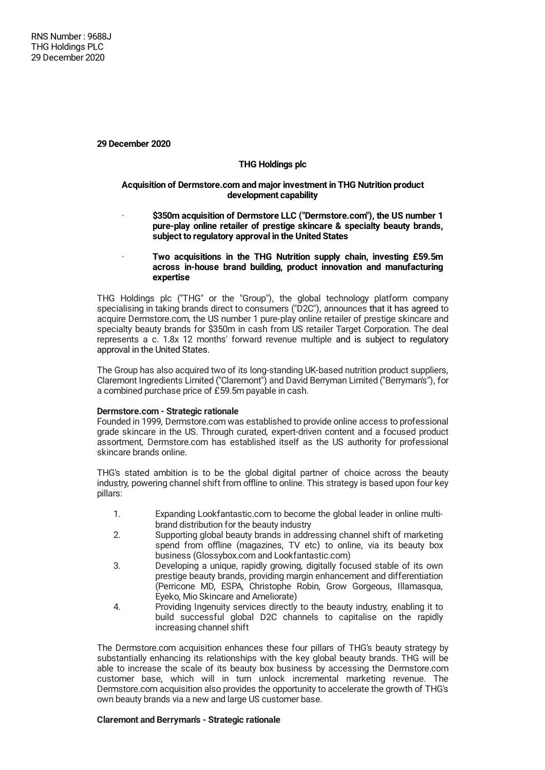RNS Number : 9688J
THG Holdings PLC
29 December 2020

**29 December 2020**

**THG Holdings plc**

**Acquisition of Dermstore.com and major investment in THG Nutrition product development capability**

- **$350m acquisition of Dermstore LLC ("Dermstore.com"), the US number 1 pure-play online retailer of prestige skincare & specialty beauty brands, subject to regulatory approval in the United States**
- **Two acquisitions in the THG Nutrition supply chain, investing £59.5m across in-house brand building, product innovation and manufacturing expertise**

THG Holdings plc ("THG" or the "Group"), the global technology platform company specialising in taking brands direct to consumers ("D2C"), announces that it has agreed to acquire Dermstore.com, the US number 1 pure-play online retailer of prestige skincare and specialty beauty brands for $350m in cash from US retailer Target Corporation. The deal represents a c. 1.8x 12 months' forward revenue multiple and is subject to regulatory approval in the United States.

The Group has also acquired two of its long-standing UK-based nutrition product suppliers, Claremont Ingredients Limited ("Claremont") and David Berryman Limited ("Berryman's"), for a combined purchase price of £59.5m payable in cash.

**Dermstore.com - Strategic rationale**

Founded in 1999, Dermstore.com was established to provide online access to professional grade skincare in the US. Through curated, expert-driven content and a focused product assortment, Dermstore.com has established itself as the US authority for professional skincare brands online.

THG's stated ambition is to be the global digital partner of choice across the beauty industry, powering channel shift from offline to online. This strategy is based upon four key pillars:

1. Expanding Lookfantastic.com to become the global leader in online multi-brand distribution for the beauty industry
2. Supporting global beauty brands in addressing channel shift of marketing spend from offline (magazines, TV etc) to online, via its beauty box business (Glossybox.com and Lookfantastic.com)
3. Developing a unique, rapidly growing, digitally focused stable of its own prestige beauty brands, providing margin enhancement and differentiation (Perricone MD, ESPA, Christophe Robin, Grow Gorgeous, Illamasqua, Eyeko, Mio Skincare and Ameliorate)
4. Providing Ingenuity services directly to the beauty industry, enabling it to build successful global D2C channels to capitalise on the rapidly increasing channel shift

The Dermstore.com acquisition enhances these four pillars of THG's beauty strategy by substantially enhancing its relationships with the key global beauty brands. THG will be able to increase the scale of its beauty box business by accessing the Dermstore.com customer base, which will in turn unlock incremental marketing revenue. The Dermstore.com acquisition also provides the opportunity to accelerate the growth of THG's own beauty brands via a new and large US customer base.

**Claremont and Berryman's - Strategic rationale**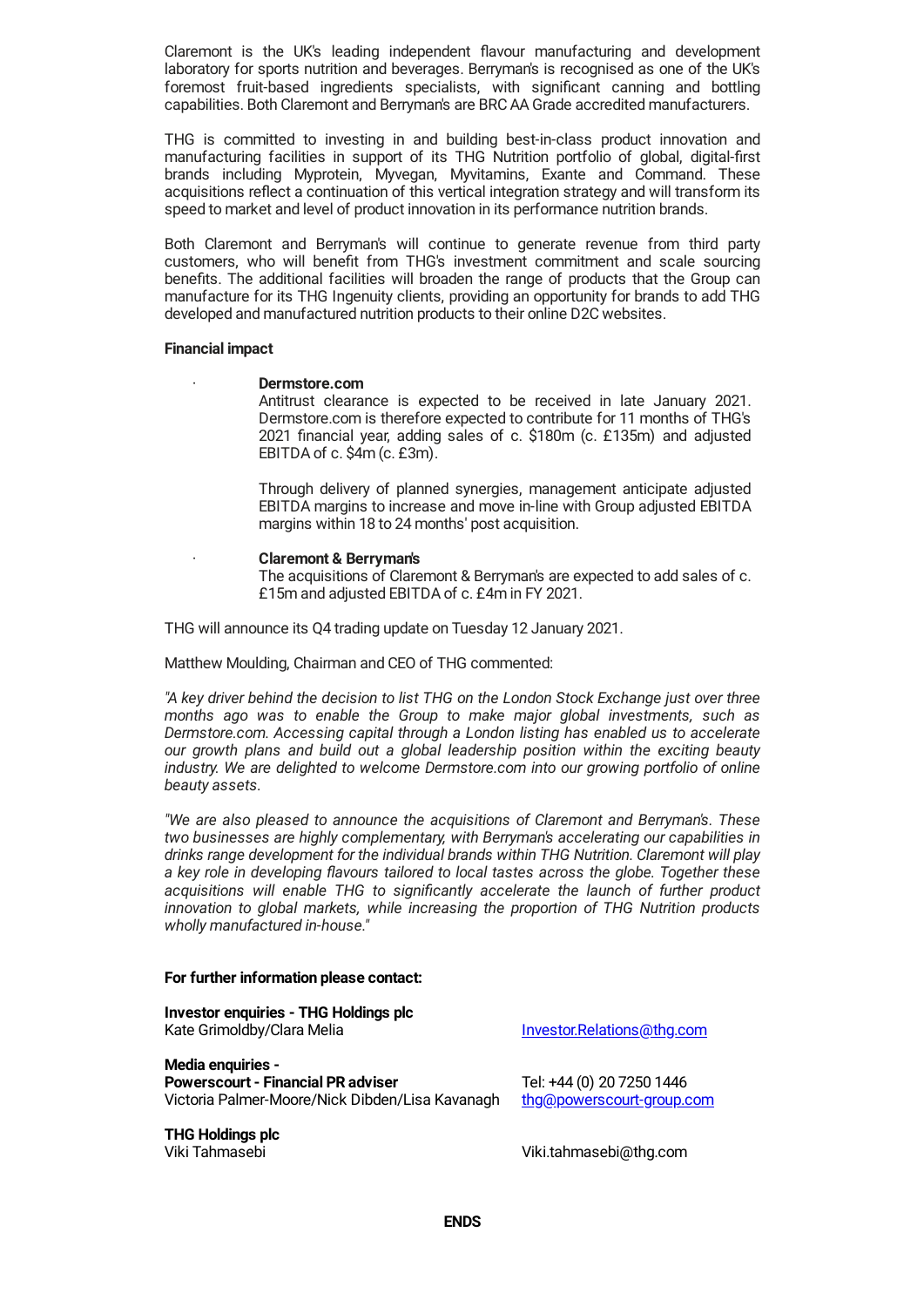Claremont is the UK's leading independent flavour manufacturing and development laboratory for sports nutrition and beverages. Berryman's is recognised as one of the UK's foremost fruit-based ingredients specialists, with significant canning and bottling capabilities. Both Claremont and Berryman's are BRC AA Grade accredited manufacturers.

THG is committed to investing in and building best-in-class product innovation and manufacturing facilities in support of its THG Nutrition portfolio of global, digital-first brands including Myprotein, Myvegan, Myvitamins, Exante and Command. These acquisitions reflect a continuation of this vertical integration strategy and will transform its speed to market and level of product innovation in its performance nutrition brands.

Both Claremont and Berryman's will continue to generate revenue from third party customers, who will benefit from THG's investment commitment and scale sourcing benefits. The additional facilities will broaden the range of products that the Group can manufacture for its THG Ingenuity clients, providing an opportunity for brands to add THG developed and manufactured nutrition products to their online D2C websites.

**Financial impact**

- **Dermstore.com**
  Antitrust clearance is expected to be received in late January 2021. Dermstore.com is therefore expected to contribute for 11 months of THG's 2021 financial year, adding sales of c. \$180m (c. £135m) and adjusted EBITDA of c. \$4m (c. £3m).

  Through delivery of planned synergies, management anticipate adjusted EBITDA margins to increase and move in-line with Group adjusted EBITDA margins within 18 to 24 months' post acquisition.

- **Claremont & Berryman's**
  The acquisitions of Claremont & Berryman's are expected to add sales of c. £15m and adjusted EBITDA of c. £4m in FY 2021.

THG will announce its Q4 trading update on Tuesday 12 January 2021.

Matthew Moulding, Chairman and CEO of THG commented:

*"A key driver behind the decision to list THG on the London Stock Exchange just over three months ago was to enable the Group to make major global investments, such as Dermstore.com. Accessing capital through a London listing has enabled us to accelerate our growth plans and build out a global leadership position within the exciting beauty industry. We are delighted to welcome Dermstore.com into our growing portfolio of online beauty assets.*

*"We are also pleased to announce the acquisitions of Claremont and Berryman's. These two businesses are highly complementary, with Berryman's accelerating our capabilities in drinks range development for the individual brands within THG Nutrition. Claremont will play a key role in developing flavours tailored to local tastes across the globe. Together these acquisitions will enable THG to significantly accelerate the launch of further product innovation to global markets, while increasing the proportion of THG Nutrition products wholly manufactured in-house."*

**For further information please contact:**

**Investor enquiries - THG Holdings plc**
Kate Grimoldby/Clara Melia — Investor.Relations@thg.com

**Media enquiries -**
**Powerscourt - Financial PR adviser**
Victoria Palmer-Moore/Nick Dibden/Lisa Kavanagh — Tel: +44 (0) 20 7250 1446, thg@powerscourt-group.com

**THG Holdings plc**
Viki Tahmasebi — Viki.tahmasebi@thg.com

**ENDS**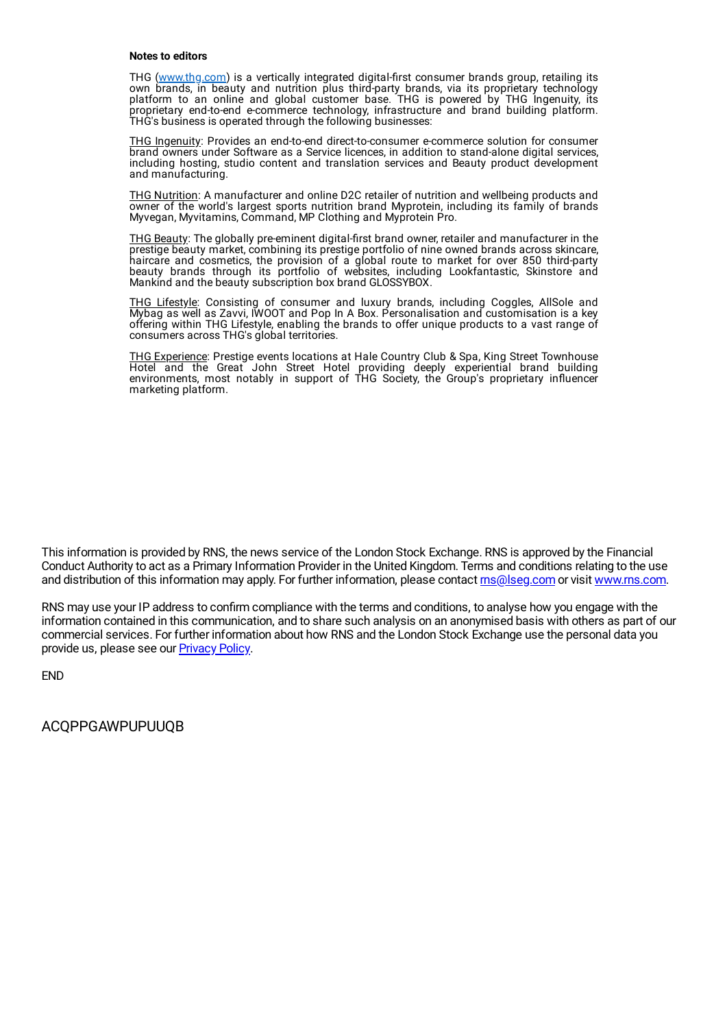**Notes to editors**

THG (www.thg.com) is a vertically integrated digital-first consumer brands group, retailing its own brands, in beauty and nutrition plus third-party brands, via its proprietary technology platform to an online and global customer base. THG is powered by THG Ingenuity, its proprietary end-to-end e-commerce technology, infrastructure and brand building platform. THG's business is operated through the following businesses:

THG Ingenuity: Provides an end-to-end direct-to-consumer e-commerce solution for consumer brand owners under Software as a Service licences, in addition to stand-alone digital services, including hosting, studio content and translation services and Beauty product development and manufacturing.

THG Nutrition: A manufacturer and online D2C retailer of nutrition and wellbeing products and owner of the world's largest sports nutrition brand Myprotein, including its family of brands Myvegan, Myvitamins, Command, MP Clothing and Myprotein Pro.

THG Beauty: The globally pre-eminent digital-first brand owner, retailer and manufacturer in the prestige beauty market, combining its prestige portfolio of nine owned brands across skincare, haircare and cosmetics, the provision of a global route to market for over 850 third-party beauty brands through its portfolio of websites, including Lookfantastic, Skinstore and Mankind and the beauty subscription box brand GLOSSYBOX.

THG Lifestyle: Consisting of consumer and luxury brands, including Coggles, AllSole and Mybag as well as Zavvi, IWOOT and Pop In A Box. Personalisation and customisation is a key offering within THG Lifestyle, enabling the brands to offer unique products to a vast range of consumers across THG's global territories.

THG Experience: Prestige events locations at Hale Country Club & Spa, King Street Townhouse Hotel and the Great John Street Hotel providing deeply experiential brand building environments, most notably in support of THG Society, the Group's proprietary influencer marketing platform.

This information is provided by RNS, the news service of the London Stock Exchange. RNS is approved by the Financial Conduct Authority to act as a Primary Information Provider in the United Kingdom. Terms and conditions relating to the use and distribution of this information may apply. For further information, please contact rns@lseg.com or visit www.rns.com.

RNS may use your IP address to confirm compliance with the terms and conditions, to analyse how you engage with the information contained in this communication, and to share such analysis on an anonymised basis with others as part of our commercial services. For further information about how RNS and the London Stock Exchange use the personal data you provide us, please see our Privacy Policy.

END

ACQPPGAWPUPUUQB